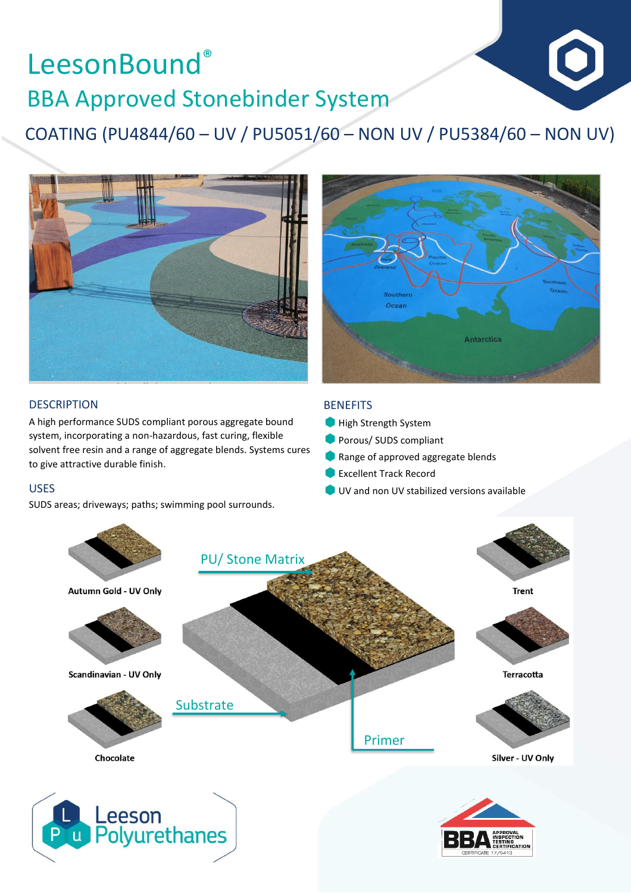# LeesonBound®

## BBA Approved Stonebinder System

### COATING (PU4844/60 – UV / PU5051/60 – NON UV / PU5384/60 – NON UV)

## DESCRIPTION

A high performance SUDS compliant porous aggregate bound system, incorporating a non-hazardous, fast curing, flexible solvent free resin and a range of aggregate blends. Systems cures to give attractive durable finish.

## USES

SUDS areas; driveways; paths; swimming pool surrounds.

## BENEFITS

- High Strength System
- Porous/ SUDS compliant
- Range of approved aggregate blends
- Excellent Track Record
- UV and non UV stabilized versions available

PU/ Stone Matrix

Substrate

Primer

Autumn Gold - UV Only

Scandinavian - UV Only

Chocolate

Trent

Terracotta

Silver - UV Only

Leeson Polyurethanes

BBA APPROVAL INSPECTION TESTING CERTIFICATION
CERTIFICATE 17/5413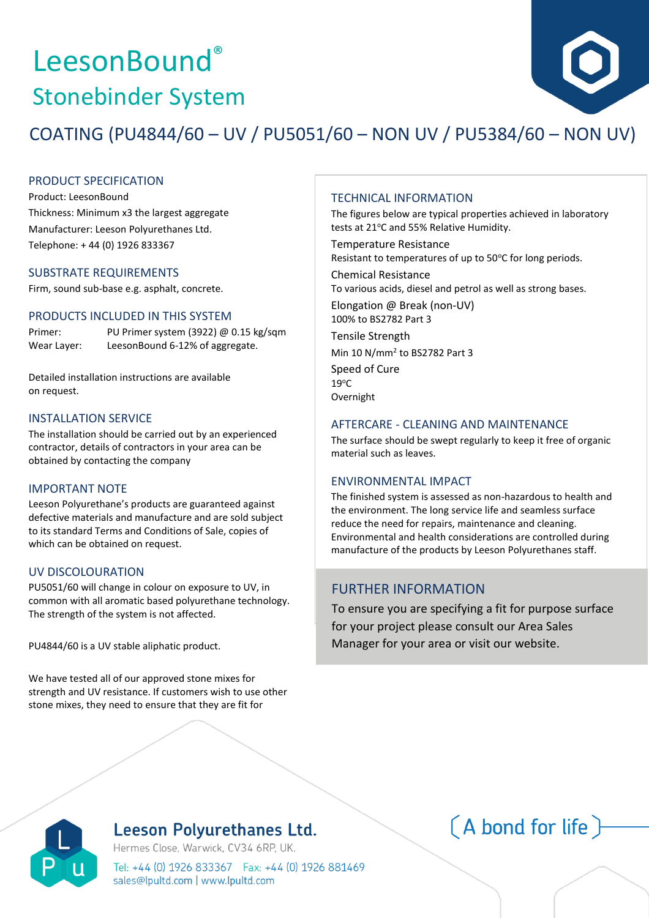# LeesonBound®

## Stonebinder System

## COATING (PU4844/60 – UV / PU5051/60 – NON UV / PU5384/60 – NON UV)

### PRODUCT SPECIFICATION

Product: LeesonBound
Thickness: Minimum x3 the largest aggregate
Manufacturer: Leeson Polyurethanes Ltd.
Telephone: + 44 (0) 1926 833367

### SUBSTRATE REQUIREMENTS

Firm, sound sub-base e.g. asphalt, concrete.

### PRODUCTS INCLUDED IN THIS SYSTEM

| | |
|---|---|
| Primer: | PU Primer system (3922) @ 0.15 kg/sqm |
| Wear Layer: | LeesonBound 6-12% of aggregate. |

Detailed installation instructions are available on request.

### INSTALLATION SERVICE

The installation should be carried out by an experienced contractor, details of contractors in your area can be obtained by contacting the company

### IMPORTANT NOTE

Leeson Polyurethane's products are guaranteed against defective materials and manufacture and are sold subject to its standard Terms and Conditions of Sale, copies of which can be obtained on request.

### UV DISCOLOURATION

PU5051/60 will change in colour on exposure to UV, in common with all aromatic based polyurethane technology. The strength of the system is not affected.

PU4844/60 is a UV stable aliphatic product.

We have tested all of our approved stone mixes for strength and UV resistance. If customers wish to use other stone mixes, they need to ensure that they are fit for

### TECHNICAL INFORMATION

The figures below are typical properties achieved in laboratory tests at 21°C and 55% Relative Humidity.

Temperature Resistance
Resistant to temperatures of up to 50°C for long periods.

Chemical Resistance
To various acids, diesel and petrol as well as strong bases.

Elongation @ Break (non-UV)
100% to BS2782 Part 3

Tensile Strength
Min 10 N/mm$^2$ to BS2782 Part 3

Speed of Cure
19°C
Overnight

### AFTERCARE - CLEANING AND MAINTENANCE

The surface should be swept regularly to keep it free of organic material such as leaves.

### ENVIRONMENTAL IMPACT

The finished system is assessed as non-hazardous to health and the environment. The long service life and seamless surface reduce the need for repairs, maintenance and cleaning. Environmental and health considerations are controlled during manufacture of the products by Leeson Polyurethanes staff.

### FURTHER INFORMATION

To ensure you are specifying a fit for purpose surface for your project please consult our Area Sales Manager for your area or visit our website.

**Leeson Polyurethanes Ltd.**
Hermes Close, Warwick, CV34 6RP, UK.
Tel: +44 (0) 1926 833367 Fax: +44 (0) 1926 881469
sales@lpultd.com | www.lpultd.com

( A bond for life )